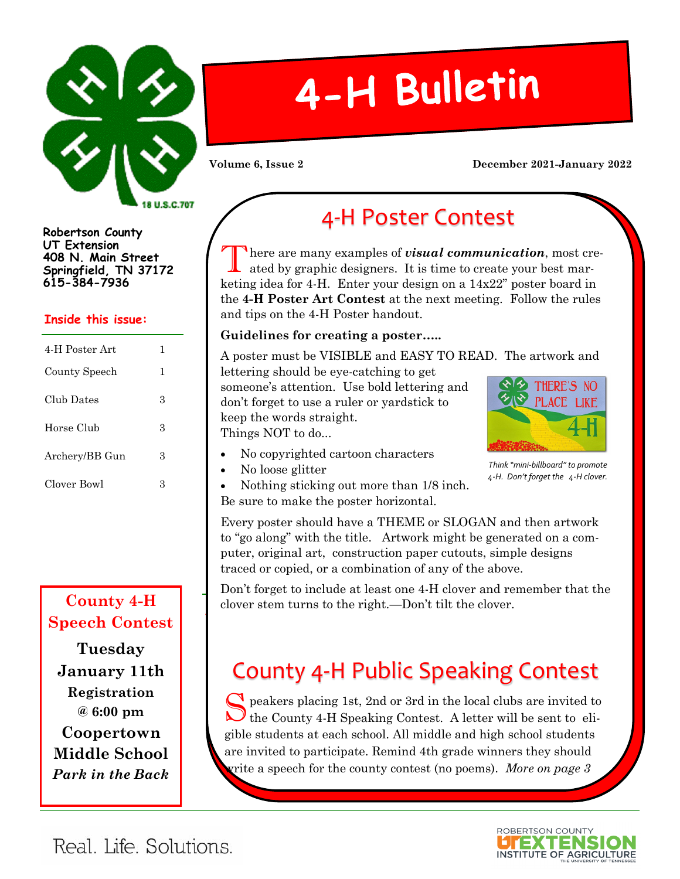# 4-H Bulletin

**Volume 6, Issue 2** **December 2021-January 2022**

**Robertson County**
**UT Extension**
**408 N. Main Street**
**Springfield, TN 37172**
**615-384-7936**

**Inside this issue:**

| | |
|---|---|
| 4-H Poster Art | 1 |
| County Speech | 1 |
| Club Dates | 3 |
| Horse Club | 3 |
| Archery/BB Gun | 3 |
| Clover Bowl | 3 |

## 4-H Poster Contest

There are many examples of ***visual communication***, most created by graphic designers. It is time to create your best marketing idea for 4-H. Enter your design on a 14x22" poster board in the **4-H Poster Art Contest** at the next meeting. Follow the rules and tips on the 4-H Poster handout.

**Guidelines for creating a poster…..**

A poster must be VISIBLE and EASY TO READ. The artwork and lettering should be eye-catching to get someone's attention. Use bold lettering and don't forget to use a ruler or yardstick to keep the words straight.
Things NOT to do...

- No copyrighted cartoon characters
- No loose glitter
- Nothing sticking out more than 1/8 inch.

Be sure to make the poster horizontal.

*Think "mini-billboard" to promote 4-H. Don't forget the 4-H clover.*

Every poster should have a THEME or SLOGAN and then artwork to "go along" with the title. Artwork might be generated on a computer, original art, construction paper cutouts, simple designs traced or copied, or a combination of any of the above.

Don't forget to include at least one 4-H clover and remember that the clover stem turns to the right.—Don't tilt the clover.

## County 4-H Public Speaking Contest

Speakers placing 1st, 2nd or 3rd in the local clubs are invited to the County 4-H Speaking Contest. A letter will be sent to eligible students at each school. All middle and high school students are invited to participate. Remind 4th grade winners they should write a speech for the county contest (no poems). *More on page 3*

**County 4-H Speech Contest**

**Tuesday January 11th**
**Registration @ 6:00 pm**
**Coopertown Middle School**
***Park in the Back***

Real. Life. Solutions.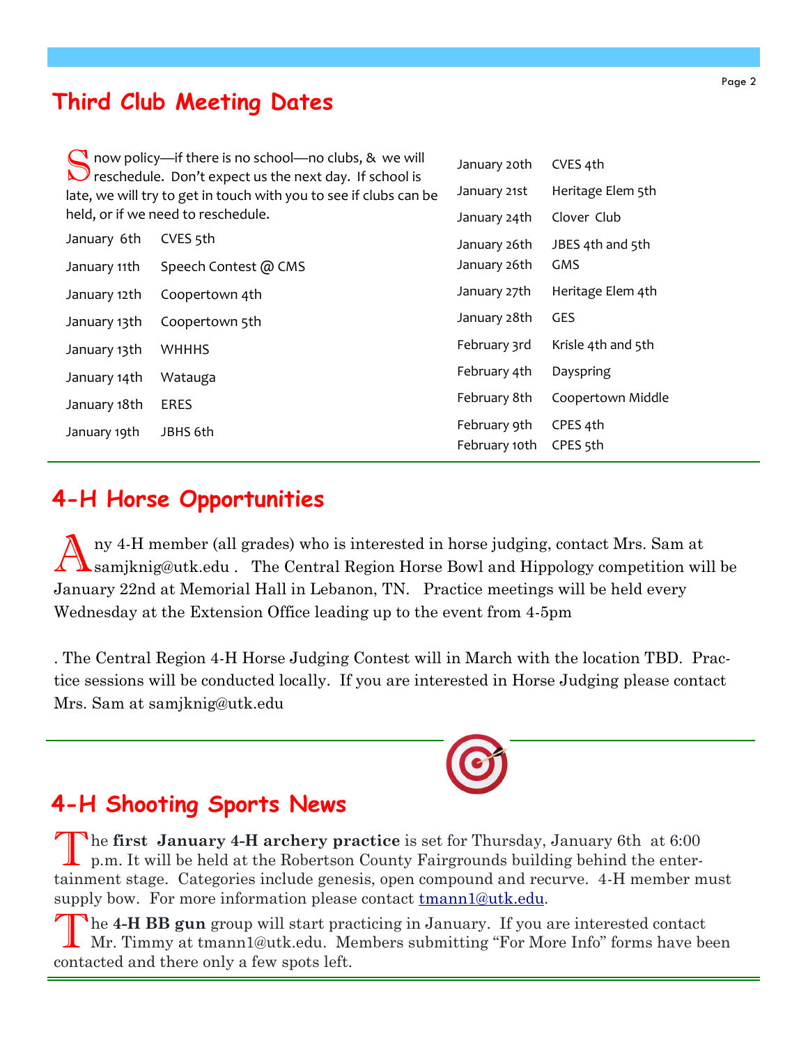## Third Club Meeting Dates

Snow policy—if there is no school—no clubs, & we will reschedule. Don't expect us the next day. If school is late, we will try to get in touch with you to see if clubs can be held, or if we need to reschedule.

| Date | Club |
|---|---|
| January 6th | CVES 5th |
| January 11th | Speech Contest @ CMS |
| January 12th | Coopertown 4th |
| January 13th | Coopertown 5th |
| January 13th | WHHHS |
| January 14th | Watauga |
| January 18th | ERES |
| January 19th | JBHS 6th |
| January 20th | CVES 4th |
| January 21st | Heritage Elem 5th |
| January 24th | Clover Club |
| January 26th | JBES 4th and 5th |
| January 26th | GMS |
| January 27th | Heritage Elem 4th |
| January 28th | GES |
| February 3rd | Krisle 4th and 5th |
| February 4th | Dayspring |
| February 8th | Coopertown Middle |
| February 9th | CPES 4th |
| February 10th | CPES 5th |

## 4-H Horse Opportunities

Any 4-H member (all grades) who is interested in horse judging, contact Mrs. Sam at samjknig@utk.edu . The Central Region Horse Bowl and Hippology competition will be January 22nd at Memorial Hall in Lebanon, TN. Practice meetings will be held every Wednesday at the Extension Office leading up to the event from 4-5pm

. The Central Region 4-H Horse Judging Contest will in March with the location TBD. Practice sessions will be conducted locally. If you are interested in Horse Judging please contact Mrs. Sam at samjknig@utk.edu

## 4-H Shooting Sports News

The **first January 4-H archery practice** is set for Thursday, January 6th at 6:00 p.m. It will be held at the Robertson County Fairgrounds building behind the entertainment stage. Categories include genesis, open compound and recurve. 4-H member must supply bow. For more information please contact tmann1@utk.edu.

The **4-H BB gun** group will start practicing in January. If you are interested contact Mr. Timmy at tmann1@utk.edu. Members submitting "For More Info" forms have been contacted and there only a few spots left.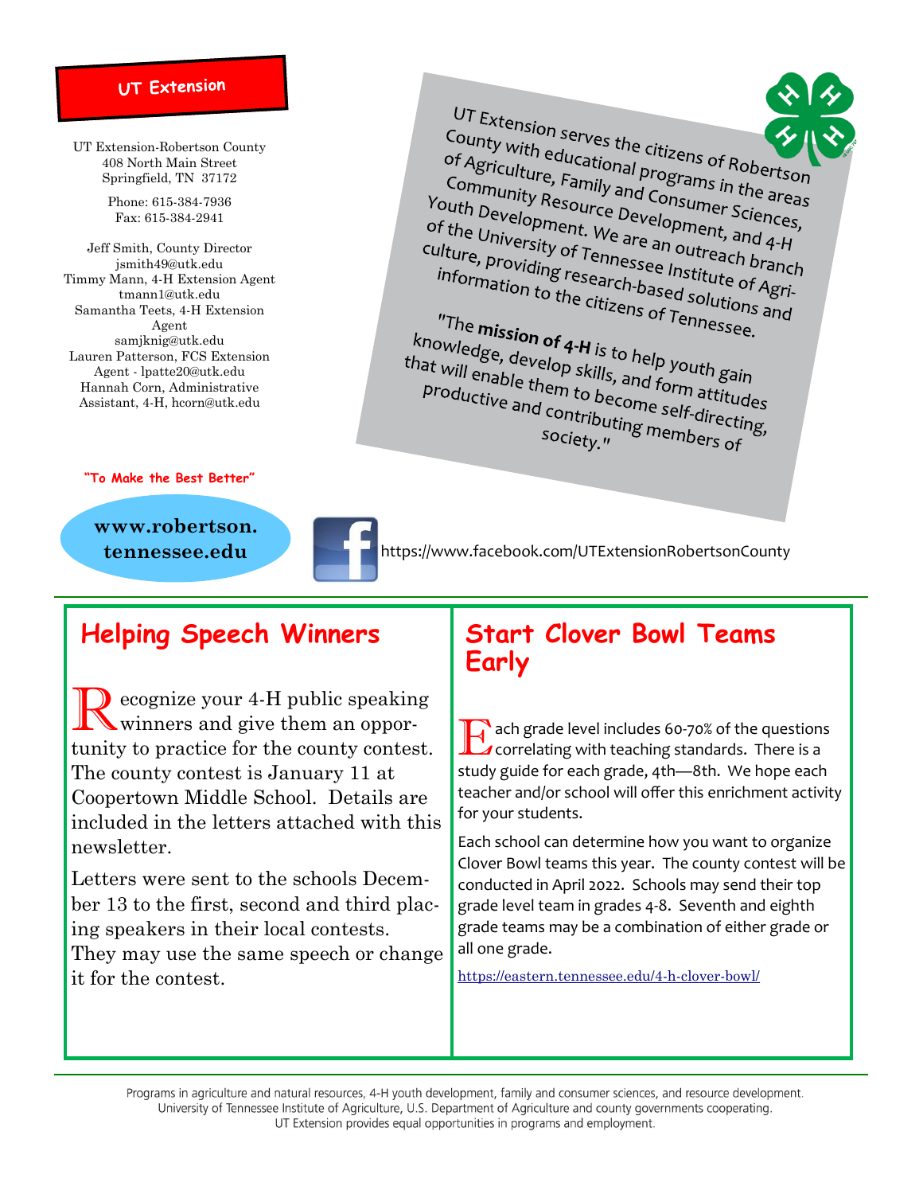**UT Extension**

UT Extension-Robertson County
408 North Main Street
Springfield, TN 37172

Phone: 615-384-7936
Fax: 615-384-2941

Jeff Smith, County Director
jsmith49@utk.edu
Timmy Mann, 4-H Extension Agent
tmann1@utk.edu
Samantha Teets, 4-H Extension Agent
samjknig@utk.edu
Lauren Patterson, FCS Extension Agent - lpatte20@utk.edu
Hannah Corn, Administrative Assistant, 4-H, hcorn@utk.edu

UT Extension serves the citizens of Robertson County with educational programs in the areas of Agriculture, Family and Consumer Sciences, Community Resource Development, and 4-H Youth Development. We are an outreach branch of the University of Tennessee Institute of Agriculture, providing research-based solutions and information to the citizens of Tennessee.

"The **mission of 4-H** is to help youth gain knowledge, develop skills, and form attitudes that will enable them to become self-directing, productive and contributing members of society."

**"To Make the Best Better"**

**www.robertson.tennessee.edu**

https://www.facebook.com/UTExtensionRobertsonCounty

## Helping Speech Winners

Recognize your 4-H public speaking winners and give them an opportunity to practice for the county contest. The county contest is January 11 at Coopertown Middle School. Details are included in the letters attached with this newsletter.

Letters were sent to the schools December 13 to the first, second and third placing speakers in their local contests. They may use the same speech or change it for the contest.

## Start Clover Bowl Teams Early

Each grade level includes 60-70% of the questions correlating with teaching standards. There is a study guide for each grade, 4th—8th. We hope each teacher and/or school will offer this enrichment activity for your students.

Each school can determine how you want to organize Clover Bowl teams this year. The county contest will be conducted in April 2022. Schools may send their top grade level team in grades 4-8. Seventh and eighth grade teams may be a combination of either grade or all one grade.

https://eastern.tennessee.edu/4-h-clover-bowl/

Programs in agriculture and natural resources, 4-H youth development, family and consumer sciences, and resource development.
University of Tennessee Institute of Agriculture, U.S. Department of Agriculture and county governments cooperating.
UT Extension provides equal opportunities in programs and employment.